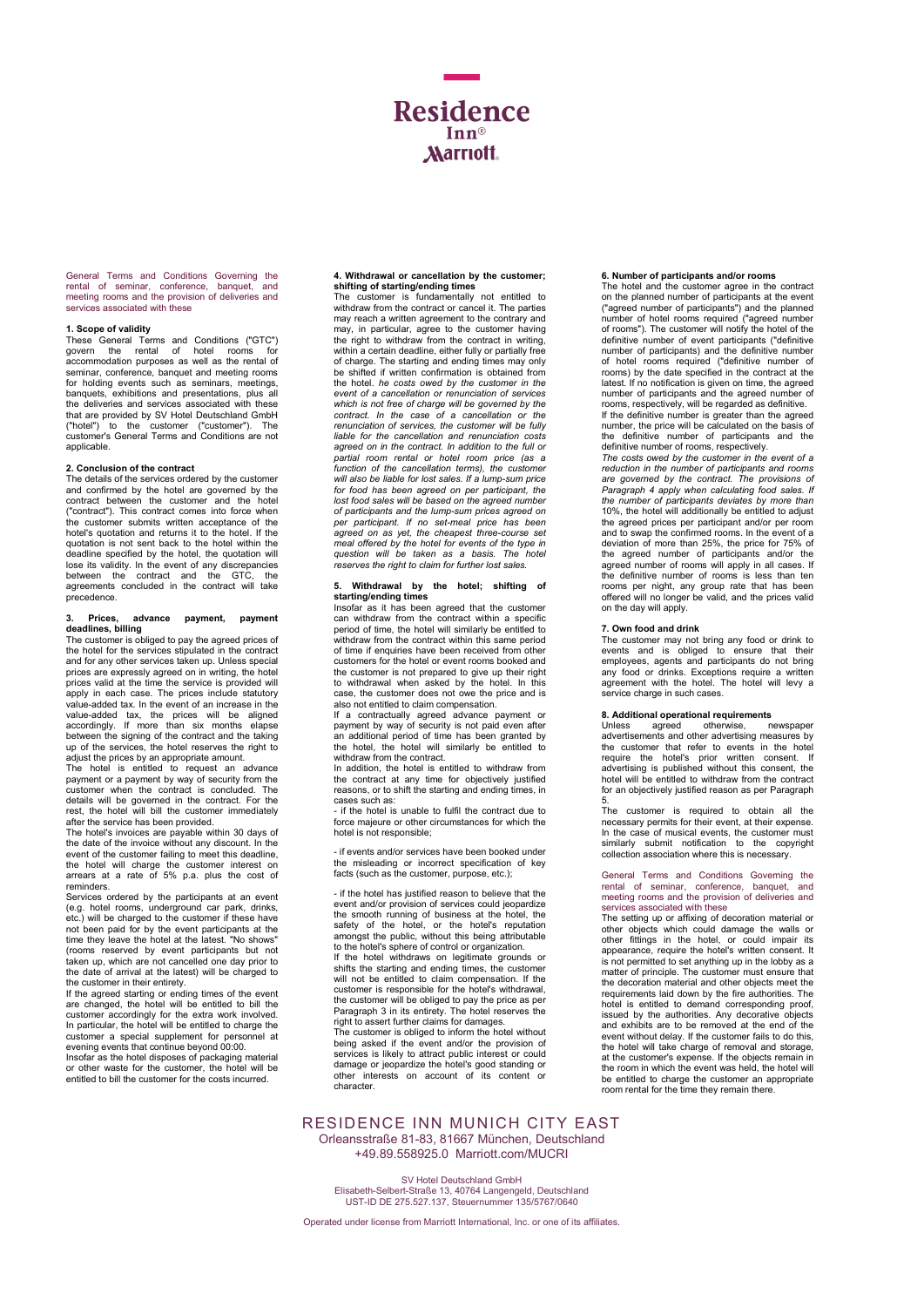General Terms and Conditions Governing the rental of seminar, conference, banquet, and meeting rooms and the provision of deliveries and services associated with these

### 1. Scope of validity

These General Terms and Conditions ("GTC") govern the rental of hotel rooms for accommodation purposes as well as the rental of seminar, conference, banquet and meeting rooms for holding events such as seminars, meetings, banquets, exhibitions and presentations, plus all the deliveries and services associated with these that are provided by SV Hotel Deutschland GmbH ("hotel") to the customer ("customer"). The customer's General Terms and Conditions are not applicable.

### 2. Conclusion of the contract

The details of the services ordered by the customer and confirmed by the hotel are governed by the contract between the customer and the hotel ("contract"). This contract comes into force when the customer submits written acceptance of the hotel's quotation and returns it to the hotel. If the quotation is not sent back to the hotel within the deadline specified by the hotel, the quotation will lose its validity. In the event of any discrepancies between the contract and the GTC, the agreements concluded in the contract will take precedence.

### 3. Prices, advance payment, payment deadlines, billing

The customer is obliged to pay the agreed prices of the hotel for the services stipulated in the contract and for any other services taken up. Unless special prices are expressly agreed on in writing, the hotel prices valid at the time the service is provided will apply in each case. The prices include statutory value-added tax. In the event of an increase in the value-added tax, the prices will be aligned accordingly. If more than six months elapse between the signing of the contract and the taking up of the services, the hotel reserves the right to adjust the prices by an appropriate amount.

The hotel is entitled to request an advance payment or a payment by way of security from the customer when the contract is concluded. The details will be governed in the contract. For the rest, the hotel will bill the customer immediately after the service has been provided.

The hotel's invoices are payable within 30 days of the date of the invoice without any discount. In the event of the customer failing to meet this deadline, the hotel will charge the customer interest on arrears at a rate of 5% p.a. plus the cost of reminders.

Services ordered by the participants at an event (e.g. hotel rooms, underground car park, drinks, etc.) will be charged to the customer if these have not been paid for by the event participants at the time they leave the hotel at the latest. "No shows" (rooms reserved by event participants but not taken up, which are not cancelled one day prior to the date of arrival at the latest) will be charged to the customer in their entirety.

If the agreed starting or ending times of the event are changed, the hotel will be entitled to bill the customer accordingly for the extra work involved. In particular, the hotel will be entitled to charge the customer a special supplement for personnel at evening events that continue beyond 00:00.

Insofar as the hotel disposes of packaging material or other waste for the customer, the hotel will be entitled to bill the customer for the costs incurred.

### 4. Withdrawal or cancellation by the customer; shifting of starting/ending times

The customer is fundamentally not entitled to withdraw from the contract or cancel it. The parties may reach a written agreement to the contrary and may, in particular, agree to the customer having the right to withdraw from the contract in writing, within a certain deadline, either fully or partially free of charge. The starting and ending times may only be shifted if written confirmation is obtained from the hotel. *he costs owed by the customer in the event of a cancellation or renunciation of services which is not free of charge will be governed by the contract. In the case of a cancellation or the renunciation of services, the customer will be fully liable for the cancellation and renunciation costs agreed on in the contract. In addition to the full or partial room rental or hotel room price (as a function of the cancellation terms), the customer will also be liable for lost sales. If a lump-sum price for food has been agreed on per participant, the lost food sales will be based on the agreed number of participants and the lump-sum prices agreed on per participant. If no set-meal price has been agreed on as yet, the cheapest three-course set meal offered by the hotel for events of the type in question will be taken as a basis. The hotel reserves the right to claim for further lost sales.*

### 5. Withdrawal by the hotel; shifting of starting/ending times

Insofar as it has been agreed that the customer can withdraw from the contract within a specific period of time, the hotel will similarly be entitled to withdraw from the contract within this same period of time if enquiries have been received from other customers for the hotel or event rooms booked and the customer is not prepared to give up their right to withdrawal when asked by the hotel. In this case, the customer does not owe the price and is also not entitled to claim compensation.

If a contractually agreed advance payment or payment by way of security is not paid even after an additional period of time has been granted by the hotel, the hotel will similarly be entitled to withdraw from the contract.

In addition, the hotel is entitled to withdraw from the contract at any time for objectively justified reasons, or to shift the starting and ending times, in cases such as:

- if the hotel is unable to fulfil the contract due to force majeure or other circumstances for which the hotel is not responsible;

- if events and/or services have been booked under the misleading or incorrect specification of key facts (such as the customer, purpose, etc.);

- if the hotel has justified reason to believe that the event and/or provision of services could jeopardize the smooth running of business at the hotel, the safety of the hotel, or the hotel's reputation amongst the public, without this being attributable to the hotel's sphere of control or organization.

If the hotel withdraws on legitimate grounds or shifts the starting and ending times, the customer will not be entitled to claim compensation. If the customer is responsible for the hotel's withdrawal, the customer will be obliged to pay the price as per Paragraph 3 in its entirety. The hotel reserves the right to assert further claims for damages.

The customer is obliged to inform the hotel without being asked if the event and/or the provision of services is likely to attract public interest or could damage or jeopardize the hotel's good standing or other interests on account of its content or character.

### 6. Number of participants and/or rooms

The hotel and the customer agree in the contract on the planned number of participants at the event ("agreed number of participants") and the planned number of hotel rooms required ("agreed number of rooms"). The customer will notify the hotel of the definitive number of event participants ("definitive number of participants) and the definitive number of hotel rooms required ("definitive number of rooms) by the date specified in the contract at the latest. If no notification is given on time, the agreed number of participants and the agreed number of rooms, respectively, will be regarded as definitive.

If the definitive number is greater than the agreed number, the price will be calculated on the basis of the definitive number of participants and the definitive number of rooms, respectively.

*The costs owed by the customer in the event of a reduction in the number of participants and rooms are governed by the contract. The provisions of Paragraph 4 apply when calculating food sales. If the number of participants deviates by more than 10%, the hotel will additionally be entitled to adjust the agreed prices per participant and/or per room and to swap the confirmed rooms. In the event of a deviation of more than 25%, the price for 75% of the agreed number of participants and/or the agreed number of rooms will apply in all cases. If the definitive number of rooms is less than ten rooms per night, any group rate that has been offered will no longer be valid, and the prices valid on the day will apply.*

### 7. Own food and drink

The customer may not bring any food or drink to events and is obliged to ensure that their employees, agents and participants do not bring any food or drinks. Exceptions require a written agreement with the hotel. The hotel will levy a service charge in such cases.

### 8. Additional operational requirements

Unless agreed otherwise, newspaper advertisements and other advertising measures by the customer that refer to events in the hotel require the hotel's prior written consent. If advertising is published without this consent, the hotel will be entitled to withdraw from the contract for an objectively justified reason as per Paragraph 5.

The customer is required to obtain all the necessary permits for their event, at their expense. In the case of musical events, the customer must similarly submit notification to the copyright collection association where this is necessary.

General Terms and Conditions Governing the rental of seminar, conference, banquet, and meeting rooms and the provision of deliveries and services associated with these

The setting up or affixing of decoration material or other objects which could damage the walls or other fittings in the hotel, or could impair its appearance, require the hotel's written consent. It is not permitted to set anything up in the lobby as a matter of principle. The customer must ensure that the decoration material and other objects meet the requirements laid down by the fire authorities. The hotel is entitled to demand corresponding proof, issued by the authorities. Any decorative objects and exhibits are to be removed at the end of the event without delay. If the customer fails to do this, the hotel will take charge of removal and storage, at the customer's expense. If the objects remain in the room in which the event was held, the hotel will be entitled to charge the customer an appropriate room rental for the time they remain there.

RESIDENCE INN MUNICH CITY EAST
Orleansstraße 81-83, 81667 München, Deutschland
+49.89.558925.0 Marriott.com/MUCRI

SV Hotel Deutschland GmbH
Elisabeth-Selbert-Straße 13, 40764 Langengeld, Deutschland
UST-ID DE 275.527.137, Steuernummer 135/5767/0640

Operated under license from Marriott International, Inc. or one of its affiliates.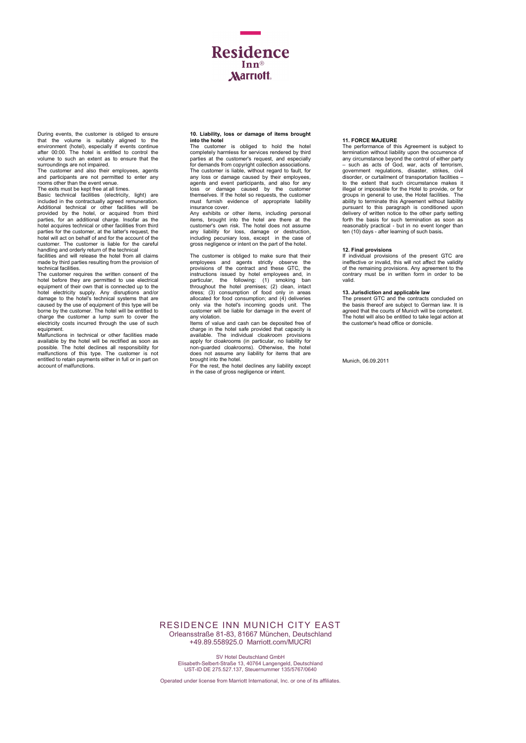Residence Inn® Marriott

During events, the customer is obliged to ensure that the volume is suitably aligned to the environment (hotel), especially if events continue after 00:00. The hotel is entitled to control the volume to such an extent as to ensure that the surroundings are not impaired.

The customer and also their employees, agents and participants are not permitted to enter any rooms other than the event venue.

The exits must be kept free at all times.

Basic technical facilities (electricity, light) are included in the contractually agreed remuneration. Additional technical or other facilities will be provided by the hotel, or acquired from third parties, for an additional charge. Insofar as the hotel acquires technical or other facilities from third parties for the customer, at the latter's request, the hotel will act on behalf of and for the account of the customer. The customer is liable for the careful handling and orderly return of the technical facilities and will release the hotel from all claims made by third parties resulting from the provision of technical facilities.

The customer requires the written consent of the hotel before they are permitted to use electrical equipment of their own that is connected up to the hotel electricity supply. Any disruptions and/or damage to the hotel's technical systems that are caused by the use of equipment of this type will be borne by the customer. The hotel will be entitled to charge the customer a lump sum to cover the electricity costs incurred through the use of such equipment.

Malfunctions in technical or other facilities made available by the hotel will be rectified as soon as possible. The hotel declines all responsibility for malfunctions of this type. The customer is not entitled to retain payments either in full or in part on account of malfunctions.

**10. Liability, loss or damage of items brought into the hotel**

The customer is obliged to hold the hotel completely harmless for services rendered by third parties at the customer's request, and especially for demands from copyright collection associations. The customer is liable, without regard to fault, for any loss or damage caused by their employees, agents and event participants, and also for any loss or damage caused by the customer themselves. If the hotel so requests, the customer must furnish evidence of appropriate liability insurance cover.

Any exhibits or other items, including personal items, brought into the hotel are there at the customer's own risk. The hotel does not assume any liability for loss, damage or destruction, including pecuniary loss, except in the case of gross negligence or intent on the part of the hotel.

The customer is obliged to make sure that their employees and agents strictly observe the provisions of the contract and these GTC, the instructions issued by hotel employees and, in particular, the following: (1) smoking ban throughout the hotel premises; (2) clean, intact dress; (3) consumption of food only in areas allocated for food consumption; and (4) deliveries only via the hotel's incoming goods unit. The customer will be liable for damage in the event of any violation.

Items of value and cash can be deposited free of charge in the hotel safe provided that capacity is available. The individual cloakroom provisions apply for cloakrooms (in particular, no liability for non-guarded cloakrooms). Otherwise, the hotel does not assume any liability for items that are brought into the hotel.

For the rest, the hotel declines any liability except in the case of gross negligence or intent.

**11. FORCE MAJEURE**

The performance of this Agreement is subject to termination without liability upon the occurrence of any circumstance beyond the control of either party – such as acts of God, war, acts of terrorism, government regulations, disaster, strikes, civil disorder, or curtailment of transportation facilities – to the extent that such circumstance makes it illegal or impossible for the Hotel to provide, or for groups in general to use, the Hotel facilities. The ability to terminate this Agreement without liability pursuant to this paragraph is conditioned upon delivery of written notice to the other party setting forth the basis for such termination as soon as reasonably practical - but in no event longer than ten (10) days - after learning of such basis.

**12. Final provisions**

If individual provisions of the present GTC are ineffective or invalid, this will not affect the validity of the remaining provisions. Any agreement to the contrary must be in written form in order to be valid.

**13. Jurisdiction and applicable law**

The present GTC and the contracts concluded on the basis thereof are subject to German law. It is agreed that the courts of Munich will be competent. The hotel will also be entitled to take legal action at the customer's head office or domicile.

Munich, 06.09.2011

RESIDENCE INN MUNICH CITY EAST
Orleansstraße 81-83, 81667 München, Deutschland
+49.89.558925.0 Marriott.com/MUCRI

SV Hotel Deutschland GmbH
Elisabeth-Selbert-Straße 13, 40764 Langengeld, Deutschland
UST-ID DE 275.527.137, Steuernummer 135/5767/0640

Operated under license from Marriott International, Inc. or one of its affiliates.